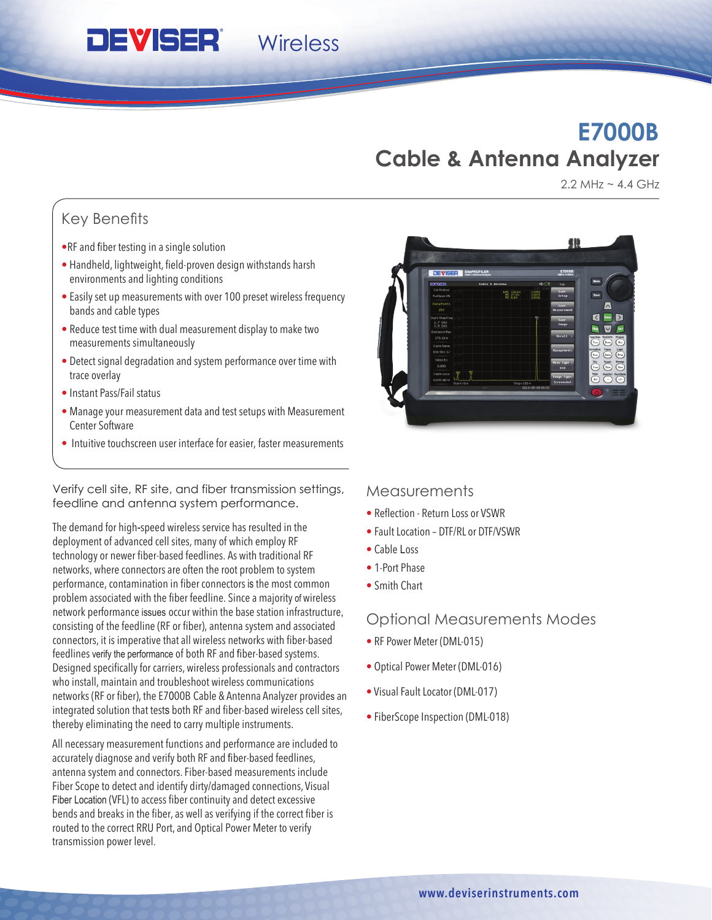DEVISER Wireless

# E7000B

## Cable & Antenna Analyzer

2.2 MHz ~ 4.4 GHz

### Key Benefits

- RF and fiber testing in a single solution
- Handheld, lightweight, field-proven design withstands harsh environments and lighting conditions
- Easily set up measurements with over 100 preset wireless frequency bands and cable types
- Reduce test time with dual measurement display to make two measurements simultaneously
- Detect signal degradation and system performance over time with trace overlay
- Instant Pass/Fail status
- Manage your measurement data and test setups with Measurement Center Software
- Intuitive touchscreen user interface for easier, faster measurements

Verify cell site, RF site, and fiber transmission settings, feedline and antenna system performance.

The demand for high-speed wireless service has resulted in the deployment of advanced cell sites, many of which employ RF technology or newer fiber-based feedlines. As with traditional RF networks, where connectors are often the root problem to system performance, contamination in fiber connectors is the most common problem associated with the fiber feedline. Since a majority of wireless network performance issues occur within the base station infrastructure, consisting of the feedline (RF or fiber), antenna system and associated connectors, it is imperative that all wireless networks with fiber-based feedlines verify the performance of both RF and fiber-based systems. Designed specifically for carriers, wireless professionals and contractors who install, maintain and troubleshoot wireless communications networks (RF or fiber), the E7000B Cable & Antenna Analyzer provides an integrated solution that tests both RF and fiber-based wireless cell sites, thereby eliminating the need to carry multiple instruments.

All necessary measurement functions and performance are included to accurately diagnose and verify both RF and fiber-based feedlines, antenna system and connectors. Fiber-based measurements include Fiber Scope to detect and identify dirty/damaged connections, Visual Fiber Location (VFL) to access fiber continuity and detect excessive bends and breaks in the fiber, as well as verifying if the correct fiber is routed to the correct RRU Port, and Optical Power Meter to verify transmission power level.

### Measurements

- Reflection - Return Loss or VSWR
- Fault Location – DTF/RL or DTF/VSWR
- Cable Loss
- 1-Port Phase
- Smith Chart

### Optional Measurements Modes

- RF Power Meter (DML-015)
- Optical Power Meter (DML-016)
- Visual Fault Locator (DML-017)
- FiberScope Inspection (DML-018)

www.deviserinstruments.com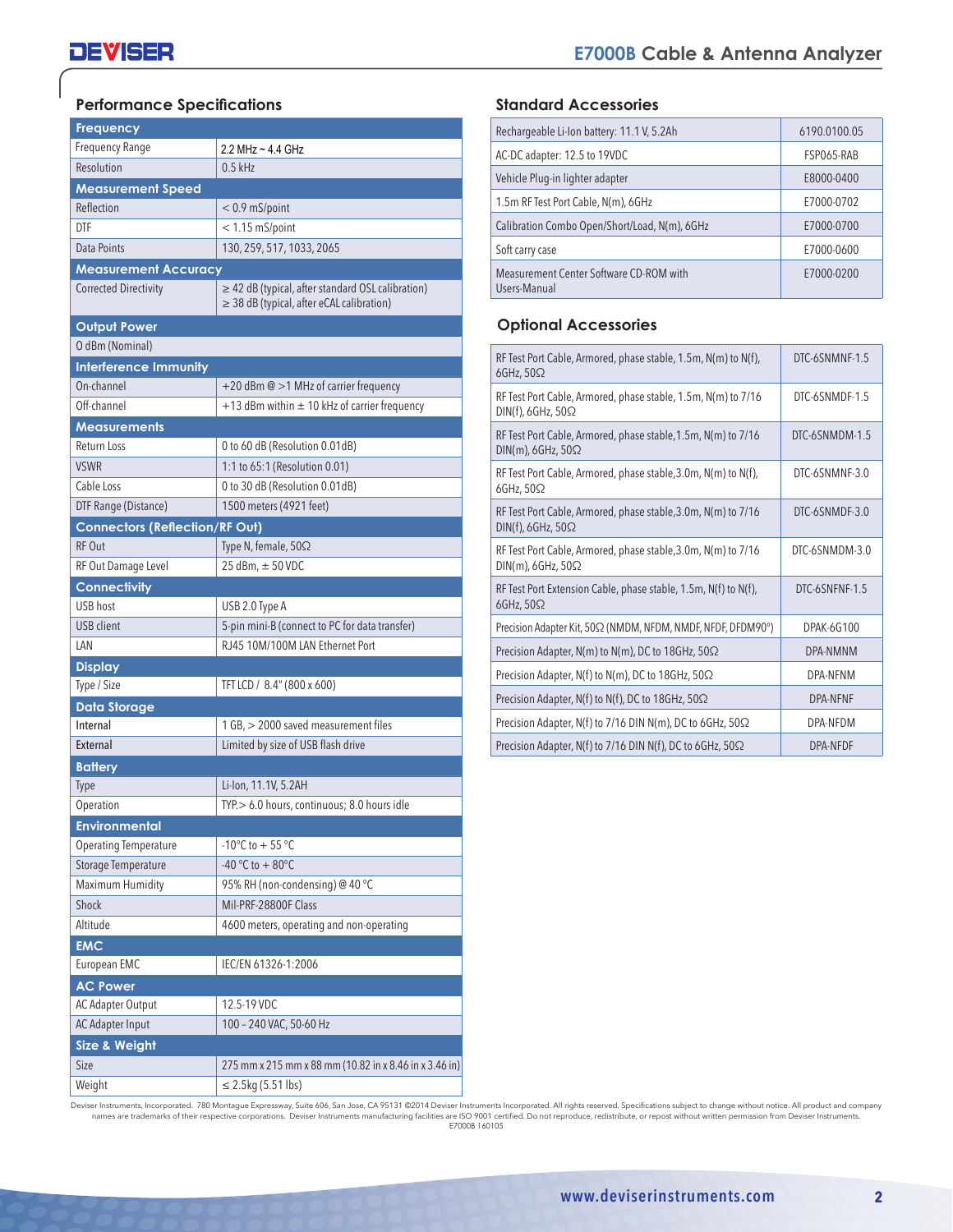## Performance Specifications

| | |
|---|---|
| **Frequency** | |
| Frequency Range | 2.2 MHz ~ 4.4 GHz |
| Resolution | 0.5 kHz |
| **Measurement Speed** | |
| Reflection | < 0.9 mS/point |
| DTF | < 1.15 mS/point |
| Data Points | 130, 259, 517, 1033, 2065 |
| **Measurement Accuracy** | |
| Corrected Directivity | ≥ 42 dB (typical, after standard OSL calibration)<br>≥ 38 dB (typical, after eCAL calibration) |
| **Output Power** | |
| 0 dBm (Nominal) | |
| **Interference Immunity** | |
| On-channel | +20 dBm @ >1 MHz of carrier frequency |
| Off-channel | +13 dBm within ± 10 kHz of carrier frequency |
| **Measurements** | |
| Return Loss | 0 to 60 dB (Resolution 0.01dB) |
| VSWR | 1:1 to 65:1 (Resolution 0.01) |
| Cable Loss | 0 to 30 dB (Resolution 0.01dB) |
| DTF Range (Distance) | 1500 meters (4921 feet) |
| **Connectors (Reflection/RF Out)** | |
| RF Out | Type N, female, 50Ω |
| RF Out Damage Level | 25 dBm, ± 50 VDC |
| **Connectivity** | |
| USB host | USB 2.0 Type A |
| USB client | 5-pin mini-B (connect to PC for data transfer) |
| LAN | RJ45 10M/100M LAN Ethernet Port |
| **Display** | |
| Type / Size | TFT LCD / 8.4" (800 x 600) |
| **Data Storage** | |
| Internal | 1 GB, > 2000 saved measurement files |
| External | Limited by size of USB flash drive |
| **Battery** | |
| Type | Li-Ion, 11.1V, 5.2AH |
| Operation | TYP.> 6.0 hours, continuous; 8.0 hours idle |
| **Environmental** | |
| Operating Temperature | -10°C to + 55 °C |
| Storage Temperature | -40 °C to + 80°C |
| Maximum Humidity | 95% RH (non-condensing) @ 40 °C |
| Shock | Mil-PRF-28800F Class |
| Altitude | 4600 meters, operating and non-operating |
| **EMC** | |
| European EMC | IEC/EN 61326-1:2006 |
| **AC Power** | |
| AC Adapter Output | 12.5-19 VDC |
| AC Adapter Input | 100 – 240 VAC, 50-60 Hz |
| **Size & Weight** | |
| Size | 275 mm x 215 mm x 88 mm (10.82 in x 8.46 in x 3.46 in) |
| Weight | ≤ 2.5kg (5.51 lbs) |

## Standard Accessories

| | |
|---|---|
| Rechargeable Li-Ion battery: 11.1 V, 5.2Ah | 6190.0100.05 |
| AC-DC adapter: 12.5 to 19VDC | FSP065-RAB |
| Vehicle Plug-in lighter adapter | E8000-0400 |
| 1.5m RF Test Port Cable, N(m), 6GHz | E7000-0702 |
| Calibration Combo Open/Short/Load, N(m), 6GHz | E7000-0700 |
| Soft carry case | E7000-0600 |
| Measurement Center Software CD-ROM with Users Manual | E7000-0200 |

## Optional Accessories

| | |
|---|---|
| RF Test Port Cable, Armored, phase stable, 1.5m, N(m) to N(f), 6GHz, 50Ω | DTC-6SNMNF-1.5 |
| RF Test Port Cable, Armored, phase stable, 1.5m, N(m) to 7/16 DIN(f), 6GHz, 50Ω | DTC-6SNMDF-1.5 |
| RF Test Port Cable, Armored, phase stable,1.5m, N(m) to 7/16 DIN(m), 6GHz, 50Ω | DTC-6SNMDM-1.5 |
| RF Test Port Cable, Armored, phase stable,3.0m, N(m) to N(f), 6GHz, 50Ω | DTC-6SNMNF-3.0 |
| RF Test Port Cable, Armored, phase stable,3.0m, N(m) to 7/16 DIN(f), 6GHz, 50Ω | DTC-6SNMDF-3.0 |
| RF Test Port Cable, Armored, phase stable,3.0m, N(m) to 7/16 DIN(m), 6GHz, 50Ω | DTC-6SNMDM-3.0 |
| RF Test Port Extension Cable, phase stable, 1.5m, N(f) to N(f), 6GHz, 50Ω | DTC-6SNFNF-1.5 |
| Precision Adapter Kit, 50Ω (NMDM, NFDM, NMDF, NFDF, DFDM90°) | DPAK-6G100 |
| Precision Adapter, N(m) to N(m), DC to 18GHz, 50Ω | DPA-NMNM |
| Precision Adapter, N(f) to N(m), DC to 18GHz, 50Ω | DPA-NFNM |
| Precision Adapter, N(f) to N(f), DC to 18GHz, 50Ω | DPA-NFNF |
| Precision Adapter, N(f) to 7/16 DIN N(m), DC to 6GHz, 50Ω | DPA-NFDM |
| Precision Adapter, N(f) to 7/16 DIN N(f), DC to 6GHz, 50Ω | DPA-NFDF |

Deviser Instruments, Incorporated. 780 Montague Expressway, Suite 606, San Jose, CA 95131 ©2014 Deviser Instruments Incorporated. All rights reserved. Specifications subject to change without notice. All product and company names are trademarks of their respective corporations. Deviser Instruments manufacturing facilities are ISO 9001 certified. Do not reproduce, redistribute, or repost without written permission from Deviser Instruments.
E7000B 160105